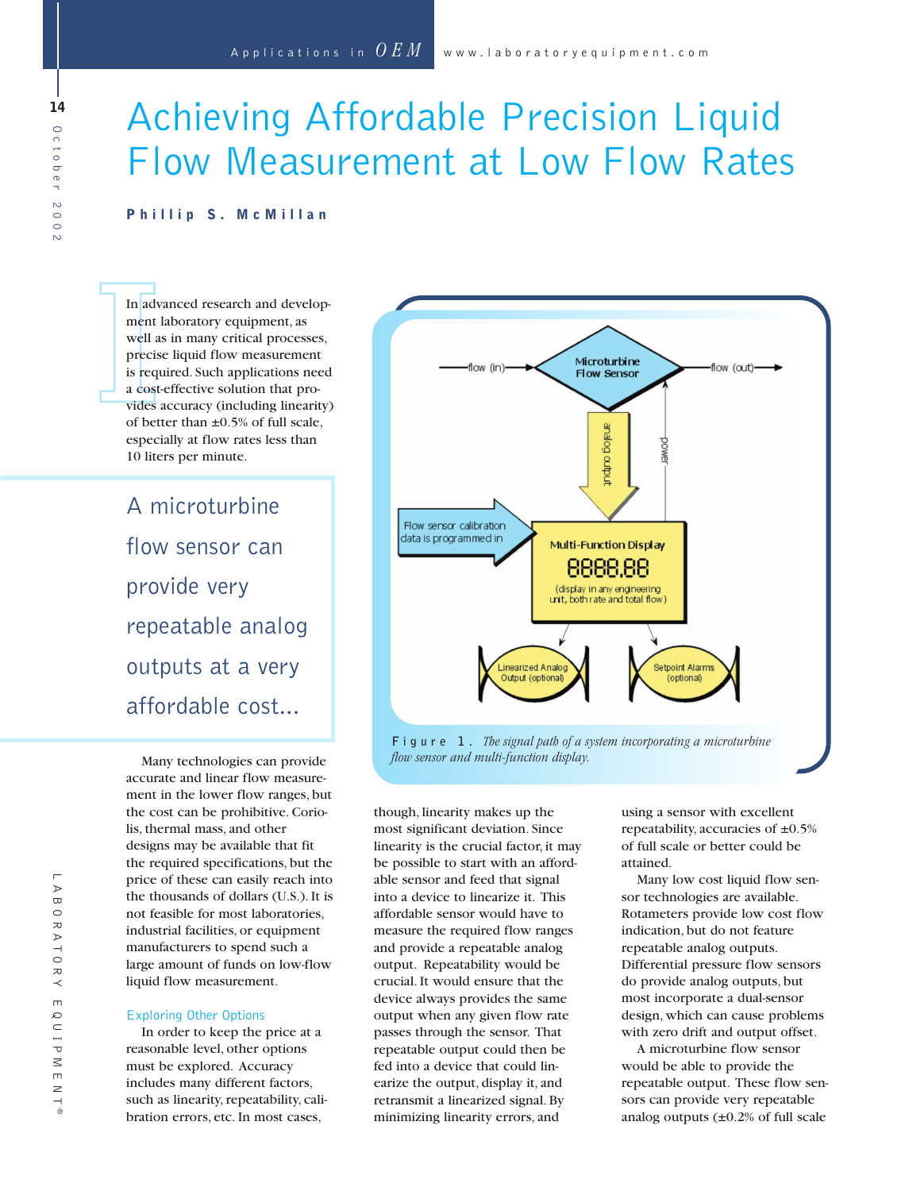# Achieving Affordable Precision Liquid Flow Measurement at Low Flow Rates

**Phillip S. McMillan**

In advanced research and development laboratory equipment, as well as in many critical processes, precise liquid flow measurement is required. Such applications need a cost-effective solution that provides accuracy (including linearity) of better than ±0.5% of full scale, especially at flow rates less than 10 liters per minute.

> A microturbine flow sensor can provide very repeatable analog outputs at a very affordable cost...

Many technologies can provide accurate and linear flow measurement in the lower flow ranges, but the cost can be prohibitive. Coriolis, thermal mass, and other designs may be available that fit the required specifications, but the price of these can easily reach into the thousands of dollars (U.S.). It is not feasible for most laboratories, industrial facilities, or equipment manufacturers to spend such a large amount of funds on low-flow liquid flow measurement.

### Exploring Other Options

In order to keep the price at a reasonable level, other options must be explored. Accuracy includes many different factors, such as linearity, repeatability, calibration errors, etc. In most cases, though, linearity makes up the most significant deviation. Since linearity is the crucial factor, it may be possible to start with an affordable sensor and feed that signal into a device to linearize it. This affordable sensor would have to measure the required flow ranges and provide a repeatable analog output. Repeatability would be crucial. It would ensure that the device always provides the same output when any given flow rate passes through the sensor. That repeatable output could then be fed into a device that could linearize the output, display it, and retransmit a linearized signal. By minimizing linearity errors, and using a sensor with excellent repeatability, accuracies of ±0.5% of full scale or better could be attained.

Many low cost liquid flow sensor technologies are available. Rotameters provide low cost flow indication, but do not feature repeatable analog outputs. Differential pressure flow sensors do provide analog outputs, but most incorporate a dual-sensor design, which can cause problems with zero drift and output offset.

A microturbine flow sensor would be able to provide the repeatable output. These flow sensors can provide very repeatable analog outputs (±0.2% of full scale

Figure 1. *The signal path of a system incorporating a microturbine flow sensor and multi-function display.*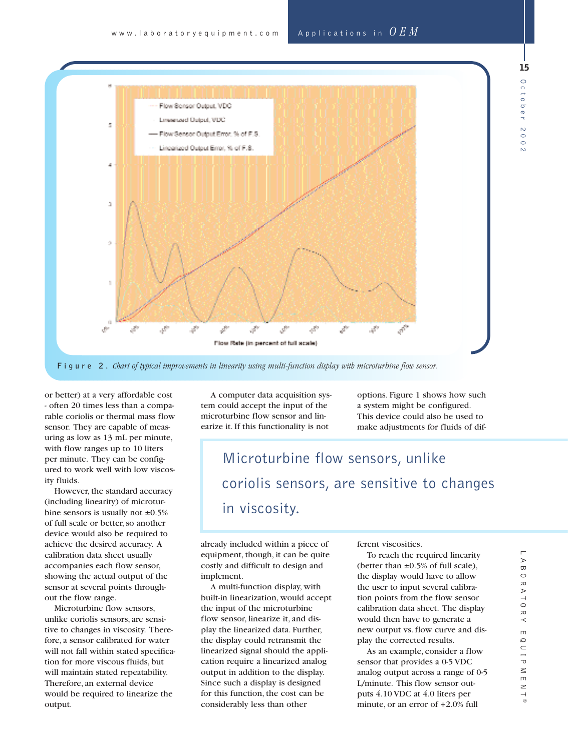**Figure 2.** *Chart of typical improvements in linearity using multi-function display with microturbine flow sensor.*

or better) at a very affordable cost - often 20 times less than a comparable coriolis or thermal mass flow sensor. They are capable of measuring as low as 13 mL per minute, with flow ranges up to 10 liters per minute. They can be configured to work well with low viscosity fluids.

However, the standard accuracy (including linearity) of microturbine sensors is usually not ±0.5% of full scale or better, so another device would also be required to achieve the desired accuracy. A calibration data sheet usually accompanies each flow sensor, showing the actual output of the sensor at several points throughout the flow range.

Microturbine flow sensors, unlike coriolis sensors, are sensitive to changes in viscosity. Therefore, a sensor calibrated for water will not fall within stated specification for more viscous fluids, but will maintain stated repeatability. Therefore, an external device would be required to linearize the output.

A computer data acquisition system could accept the input of the microturbine flow sensor and linearize it. If this functionality is not already included within a piece of equipment, though, it can be quite costly and difficult to design and implement.

A multi-function display, with built-in linearization, would accept the input of the microturbine flow sensor, linearize it, and display the linearized data. Further, the display could retransmit the linearized signal should the application require a linearized analog output in addition to the display. Since such a display is designed for this function, the cost can be considerably less than other options. Figure 1 shows how such a system might be configured. This device could also be used to make adjustments for fluids of different viscosities.

> Microturbine flow sensors, unlike coriolis sensors, are sensitive to changes in viscosity.

To reach the required linearity (better than ±0.5% of full scale), the display would have to allow the user to input several calibration points from the flow sensor calibration data sheet. The display would then have to generate a new output vs. flow curve and display the corrected results.

As an example, consider a flow sensor that provides a 0-5 VDC analog output across a range of 0-5 L/minute. This flow sensor outputs 4.10 VDC at 4.0 liters per minute, or an error of +2.0% full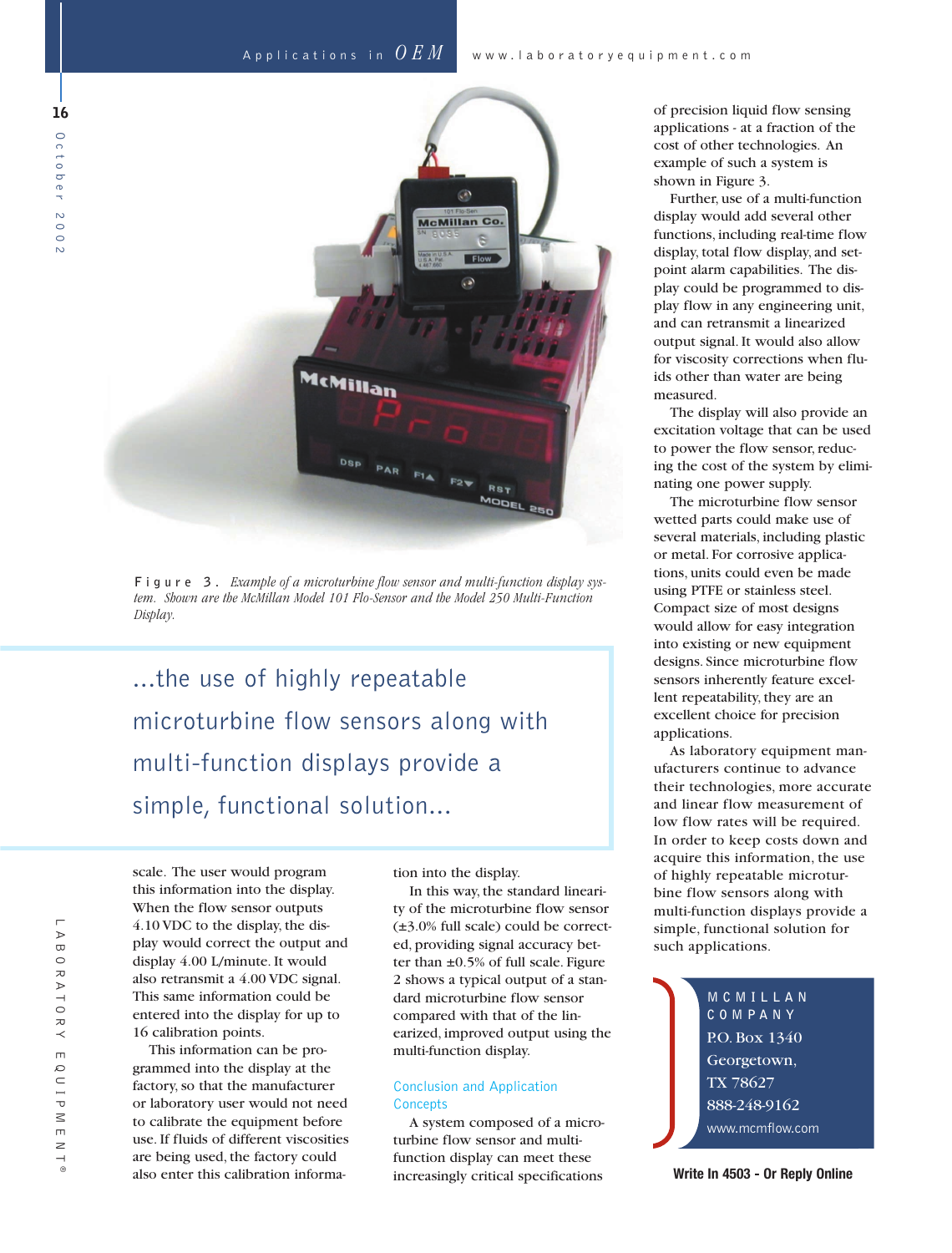Figure 3. *Example of a microturbine flow sensor and multi-function display system. Shown are the McMillan Model 101 Flo-Sensor and the Model 250 Multi-Function Display.*

...the use of highly repeatable microturbine flow sensors along with multi-function displays provide a simple, functional solution...

scale. The user would program this information into the display. When the flow sensor outputs 4.10 VDC to the display, the display would correct the output and display 4.00 L/minute. It would also retransmit a 4.00 VDC signal. This same information could be entered into the display for up to 16 calibration points.

This information can be programmed into the display at the factory, so that the manufacturer or laboratory user would not need to calibrate the equipment before use. If fluids of different viscosities are being used, the factory could also enter this calibration information into the display.

In this way, the standard linearity of the microturbine flow sensor (±3.0% full scale) could be corrected, providing signal accuracy better than ±0.5% of full scale. Figure 2 shows a typical output of a standard microturbine flow sensor compared with that of the linearized, improved output using the multi-function display.

## Conclusion and Application Concepts

A system composed of a microturbine flow sensor and multi-function display can meet these increasingly critical specifications of precision liquid flow sensing applications - at a fraction of the cost of other technologies. An example of such a system is shown in Figure 3.

Further, use of a multi-function display would add several other functions, including real-time flow display, total flow display, and set-point alarm capabilities. The display could be programmed to display flow in any engineering unit, and can retransmit a linearized output signal. It would also allow for viscosity corrections when fluids other than water are being measured.

The display will also provide an excitation voltage that can be used to power the flow sensor, reducing the cost of the system by eliminating one power supply.

The microturbine flow sensor wetted parts could make use of several materials, including plastic or metal. For corrosive applications, units could even be made using PTFE or stainless steel. Compact size of most designs would allow for easy integration into existing or new equipment designs. Since microturbine flow sensors inherently feature excellent repeatability, they are an excellent choice for precision applications.

As laboratory equipment manufacturers continue to advance their technologies, more accurate and linear flow measurement of low flow rates will be required. In order to keep costs down and acquire this information, the use of highly repeatable microturbine flow sensors along with multi-function displays provide a simple, functional solution for such applications.

MCMILLAN COMPANY
P.O. Box 1340
Georgetown, TX 78627
888-248-9162
www.mcmflow.com

**Write In 4503 - Or Reply Online**